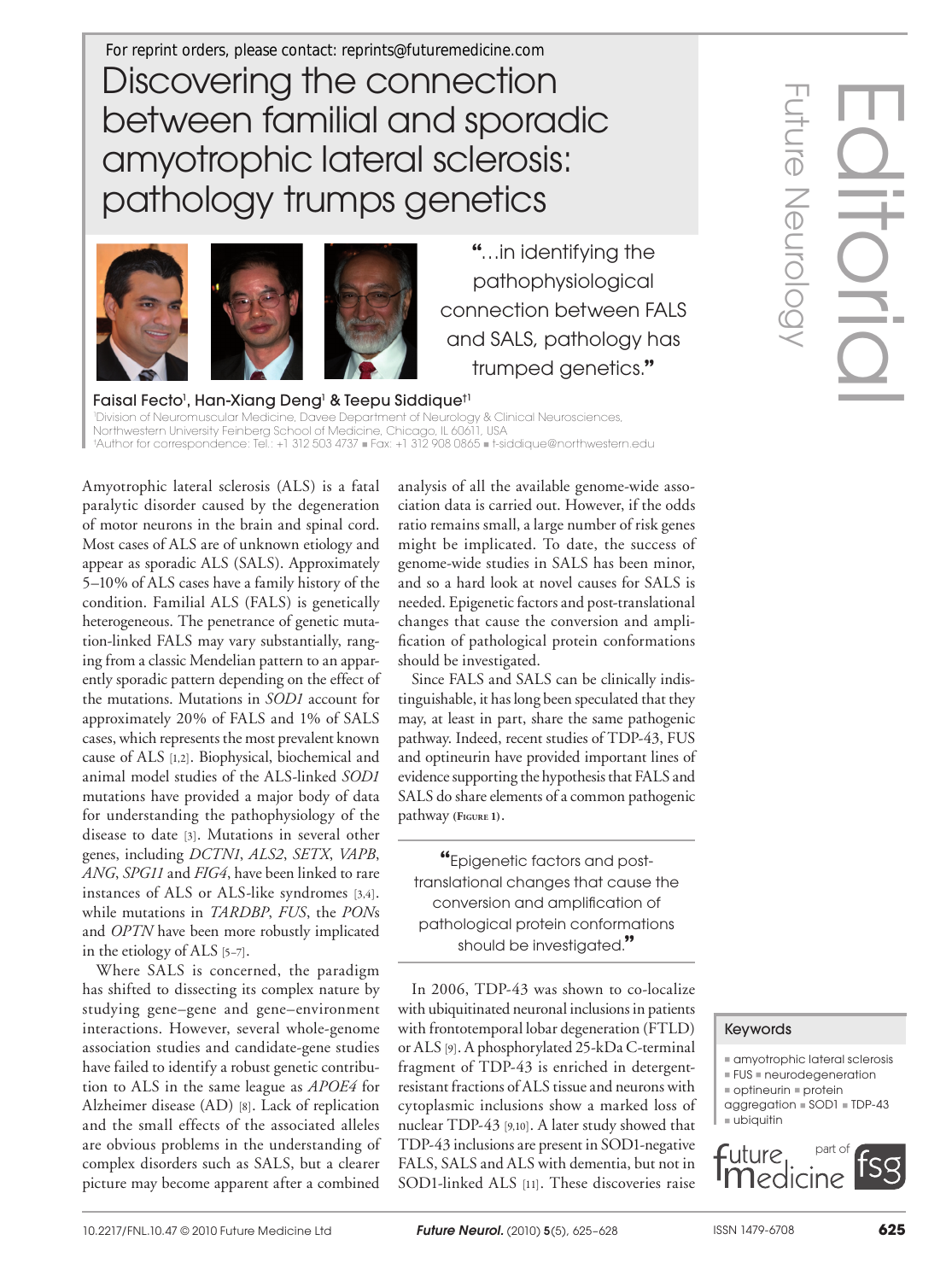For reprint orders, please contact: reprints@futuremedicine.com

# Discovering the connection between familial and sporadic amyotrophic lateral sclerosis: pathology trumps genetics

"...in identifying the pathophysiological connection between FALS and SALS, pathology has trumped genetics."

**Faisal Fecto[1], Han-Xiang Deng[1] & Teepu Siddique†[1]**

[1]Division of Neuromuscular Medicine, Davee Department of Neurology & Clinical Neurosciences, Northwestern University Feinberg School of Medicine, Chicago, IL 60611, USA
†Author for correspondence: Tel.: +1 312 503 4737 ■ Fax: +1 312 908 0865 ■ t-siddique@northwestern.edu

Amyotrophic lateral sclerosis (ALS) is a fatal paralytic disorder caused by the degeneration of motor neurons in the brain and spinal cord. Most cases of ALS are of unknown etiology and appear as sporadic ALS (SALS). Approximately 5–10% of ALS cases have a family history of the condition. Familial ALS (FALS) is genetically heterogeneous. The penetrance of genetic mutation-linked FALS may vary substantially, ranging from a classic Mendelian pattern to an apparently sporadic pattern depending on the effect of the mutations. Mutations in *SOD1* account for approximately 20% of FALS and 1% of SALS cases, which represents the most prevalent known cause of ALS [1,2]. Biophysical, biochemical and animal model studies of the ALS-linked *SOD1* mutations have provided a major body of data for understanding the pathophysiology of the disease to date [3]. Mutations in several other genes, including *DCTN1*, *ALS2*, *SETX*, *VAPB*, *ANG*, *SPG11* and *FIG4*, have been linked to rare instances of ALS or ALS-like syndromes [3,4]. while mutations in *TARDBP*, *FUS*, the *PON*s and *OPTN* have been more robustly implicated in the etiology of ALS [5–7].

Where SALS is concerned, the paradigm has shifted to dissecting its complex nature by studying gene–gene and gene–environment interactions. However, several whole-genome association studies and candidate-gene studies have failed to identify a robust genetic contribution to ALS in the same league as *APOE4* for Alzheimer disease (AD) [8]. Lack of replication and the small effects of the associated alleles are obvious problems in the understanding of complex disorders such as SALS, but a clearer picture may become apparent after a combined analysis of all the available genome-wide association data is carried out. However, if the odds ratio remains small, a large number of risk genes might be implicated. To date, the success of genome-wide studies in SALS has been minor, and so a hard look at novel causes for SALS is needed. Epigenetic factors and post-translational changes that cause the conversion and amplification of pathological protein conformations should be investigated.

Since FALS and SALS can be clinically indistinguishable, it has long been speculated that they may, at least in part, share the same pathogenic pathway. Indeed, recent studies of TDP-43, FUS and optineurin have provided important lines of evidence supporting the hypothesis that FALS and SALS do share elements of a common pathogenic pathway (Figure 1).

"Epigenetic factors and post-translational changes that cause the conversion and amplification of pathological protein conformations should be investigated."

In 2006, TDP-43 was shown to co-localize with ubiquitinated neuronal inclusions in patients with frontotemporal lobar degeneration (FTLD) or ALS [9]. A phosphorylated 25-kDa C-terminal fragment of TDP-43 is enriched in detergent-resistant fractions of ALS tissue and neurons with cytoplasmic inclusions show a marked loss of nuclear TDP-43 [9,10]. A later study showed that TDP-43 inclusions are present in SOD1-negative FALS, SALS and ALS with dementia, but not in SOD1-linked ALS [11]. These discoveries raise

**Keywords**

- amyotrophic lateral sclerosis
- FUS
- neurodegeneration
- optineurin
- protein aggregation
- SOD1
- TDP-43
- ubiquitin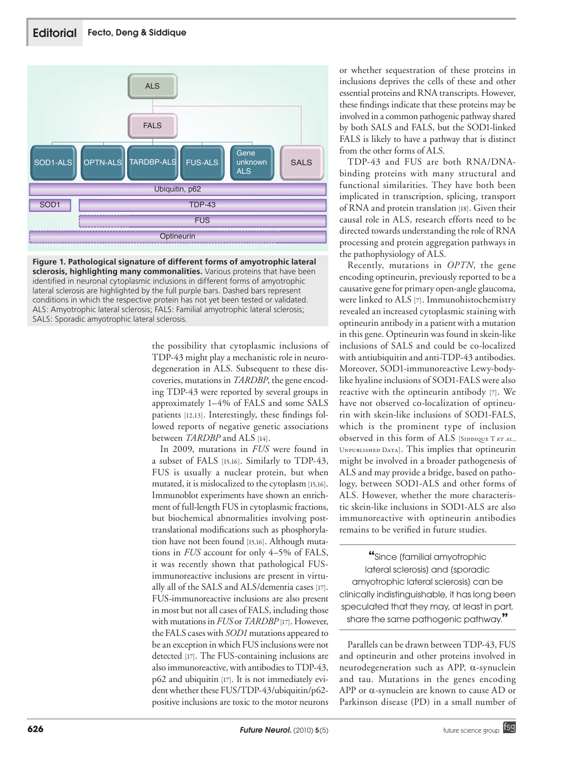ALS

FALS

SOD1-ALS

OPTN-ALS

TARDBP-ALS

FUS-ALS

Gene unknown ALS

SALS

Ubiquitin, p62

SOD1

TDP-43

FUS

Optineurin

**Figure 1. Pathological signature of different forms of amyotrophic lateral sclerosis, highlighting many commonalities.** Various proteins that have been identified in neuronal cytoplasmic inclusions in different forms of amyotrophic lateral sclerosis are highlighted by the full purple bars. Dashed bars represent conditions in which the respective protein has not yet been tested or validated. ALS: Amyotrophic lateral sclerosis; FALS: Familial amyotrophic lateral sclerosis; SALS: Sporadic amyotrophic lateral sclerosis.

the possibility that cytoplasmic inclusions of TDP-43 might play a mechanistic role in neurodegeneration in ALS. Subsequent to these discoveries, mutations in *TARDBP*, the gene encoding TDP-43 were reported by several groups in approximately 1–4% of FALS and some SALS patients [12,13]. Interestingly, these findings followed reports of negative genetic associations between *TARDBP* and ALS [14].

In 2009, mutations in *FUS* were found in a subset of FALS [15,16]. Similarly to TDP-43, FUS is usually a nuclear protein, but when mutated, it is mislocalized to the cytoplasm [15,16]. Immunoblot experiments have shown an enrichment of full-length FUS in cytoplasmic fractions, but biochemical abnormalities involving post-translational modifications such as phosphorylation have not been found [15,16]. Although mutations in *FUS* account for only 4–5% of FALS, it was recently shown that pathological FUS-immunoreactive inclusions are present in virtually all of the SALS and ALS/dementia cases [17]. FUS-immunoreactive inclusions are also present in most but not all cases of FALS, including those with mutations in *FUS* or *TARDBP* [17]. However, the FALS cases with *SOD1* mutations appeared to be an exception in which FUS inclusions were not detected [17]. The FUS-containing inclusions are also immunoreactive, with antibodies to TDP-43, p62 and ubiquitin [17]. It is not immediately evident whether these FUS/TDP-43/ubiquitin/p62-positive inclusions are toxic to the motor neurons or whether sequestration of these proteins in inclusions deprives the cells of these and other essential proteins and RNA transcripts. However, these findings indicate that these proteins may be involved in a common pathogenic pathway shared by both SALS and FALS, but the SOD1-linked FALS is likely to have a pathway that is distinct from the other forms of ALS.

TDP-43 and FUS are both RNA/DNA-binding proteins with many structural and functional similarities. They have both been implicated in transcription, splicing, transport of RNA and protein translation [18]. Given their causal role in ALS, research efforts need to be directed towards understanding the role of RNA processing and protein aggregation pathways in the pathophysiology of ALS.

Recently, mutations in *OPTN*, the gene encoding optineurin, previously reported to be a causative gene for primary open-angle glaucoma, were linked to ALS [7]. Immunohistochemistry revealed an increased cytoplasmic staining with optineurin antibody in a patient with a mutation in this gene. Optineurin was found in skein-like inclusions of SALS and could be co-localized with antiubiquitin and anti-TDP-43 antibodies. Moreover, SOD1-immunoreactive Lewy-body-like hyaline inclusions of SOD1-FALS were also reactive with the optineurin antibody [7]. We have not observed co-localization of optineurin with skein-like inclusions of SOD1-FALS, which is the prominent type of inclusion observed in this form of ALS [Siddique T *et al.*, Unpublished Data]. This implies that optineurin might be involved in a broader pathogenesis of ALS and may provide a bridge, based on pathology, between SOD1-ALS and other forms of ALS. However, whether the more characteristic skein-like inclusions in SOD1-ALS are also immunoreactive with optineurin antibodies remains to be verified in future studies.

> "Since (familial amyotrophic lateral sclerosis) and (sporadic amyotrophic lateral sclerosis) can be clinically indistinguishable, it has long been speculated that they may, at least in part, share the same pathogenic pathway."

Parallels can be drawn between TDP-43, FUS and optineurin and other proteins involved in neurodegeneration such as APP, α-synuclein and tau. Mutations in the genes encoding APP or α-synuclein are known to cause AD or Parkinson disease (PD) in a small number of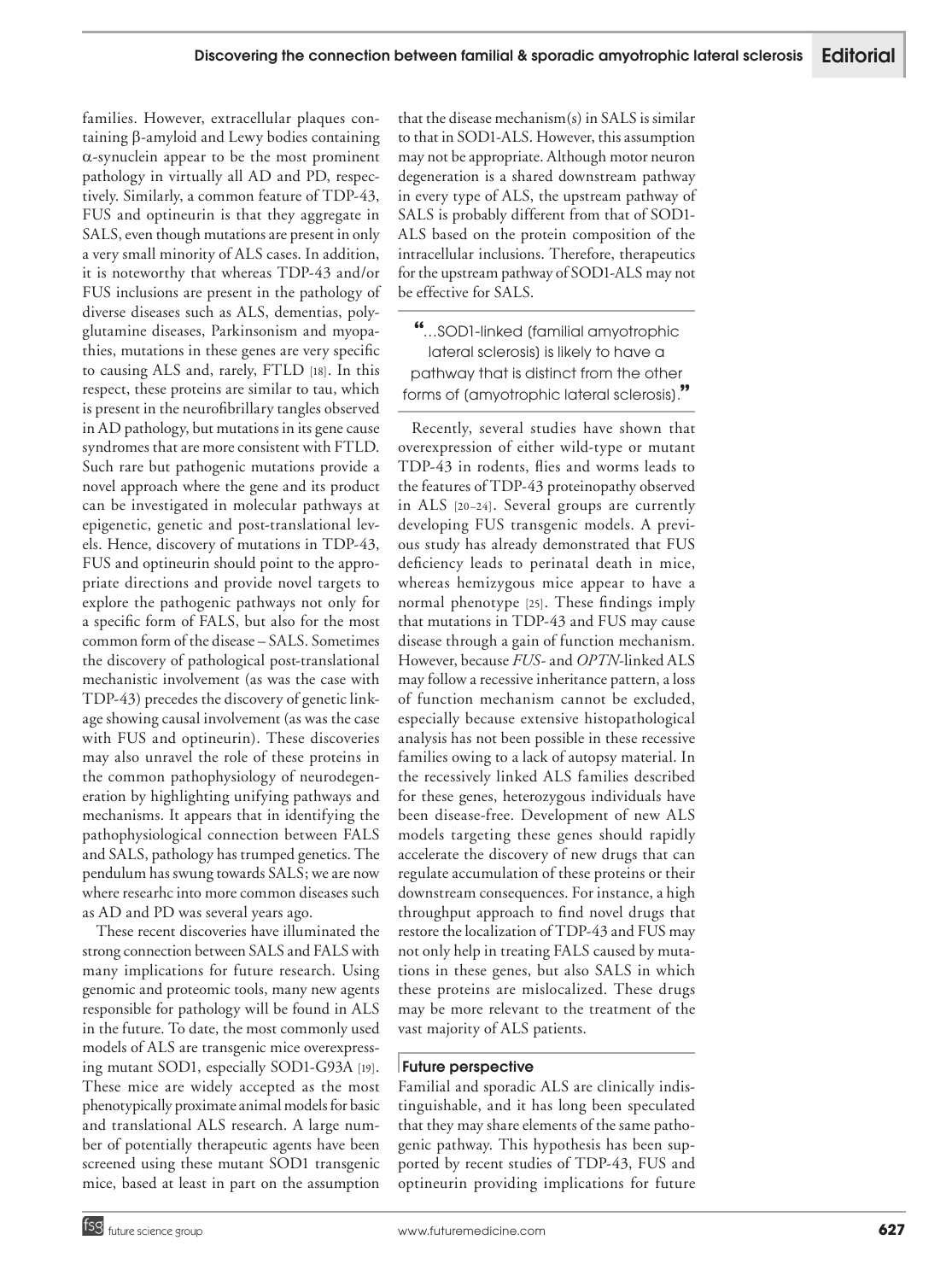families. However, extracellular plaques containing β-amyloid and Lewy bodies containing α-synuclein appear to be the most prominent pathology in virtually all AD and PD, respectively. Similarly, a common feature of TDP-43, FUS and optineurin is that they aggregate in SALS, even though mutations are present in only a very small minority of ALS cases. In addition, it is noteworthy that whereas TDP-43 and/or FUS inclusions are present in the pathology of diverse diseases such as ALS, dementias, polyglutamine diseases, Parkinsonism and myopathies, mutations in these genes are very specific to causing ALS and, rarely, FTLD [18]. In this respect, these proteins are similar to tau, which is present in the neurofibrillary tangles observed in AD pathology, but mutations in its gene cause syndromes that are more consistent with FTLD. Such rare but pathogenic mutations provide a novel approach where the gene and its product can be investigated in molecular pathways at epigenetic, genetic and post-translational levels. Hence, discovery of mutations in TDP-43, FUS and optineurin should point to the appropriate directions and provide novel targets to explore the pathogenic pathways not only for a specific form of FALS, but also for the most common form of the disease – SALS. Sometimes the discovery of pathological post-translational mechanistic involvement (as was the case with TDP-43) precedes the discovery of genetic linkage showing causal involvement (as was the case with FUS and optineurin). These discoveries may also unravel the role of these proteins in the common pathophysiology of neurodegeneration by highlighting unifying pathways and mechanisms. It appears that in identifying the pathophysiological connection between FALS and SALS, pathology has trumped genetics. The pendulum has swung towards SALS; we are now where researhc into more common diseases such as AD and PD was several years ago.

These recent discoveries have illuminated the strong connection between SALS and FALS with many implications for future research. Using genomic and proteomic tools, many new agents responsible for pathology will be found in ALS in the future. To date, the most commonly used models of ALS are transgenic mice overexpressing mutant SOD1, especially SOD1-G93A [19]. These mice are widely accepted as the most phenotypically proximate animal models for basic and translational ALS research. A large number of potentially therapeutic agents have been screened using these mutant SOD1 transgenic mice, based at least in part on the assumption that the disease mechanism(s) in SALS is similar to that in SOD1-ALS. However, this assumption may not be appropriate. Although motor neuron degeneration is a shared downstream pathway in every type of ALS, the upstream pathway of SALS is probably different from that of SOD1-ALS based on the protein composition of the intracellular inclusions. Therefore, therapeutics for the upstream pathway of SOD1-ALS may not be effective for SALS.

> "...SOD1-linked (familial amyotrophic lateral sclerosis) is likely to have a pathway that is distinct from the other forms of (amyotrophic lateral sclerosis)."

Recently, several studies have shown that overexpression of either wild-type or mutant TDP-43 in rodents, flies and worms leads to the features of TDP-43 proteinopathy observed in ALS [20–24]. Several groups are currently developing FUS transgenic models. A previous study has already demonstrated that FUS deficiency leads to perinatal death in mice, whereas hemizygous mice appear to have a normal phenotype [25]. These findings imply that mutations in TDP-43 and FUS may cause disease through a gain of function mechanism. However, because *FUS*- and *OPTN*-linked ALS may follow a recessive inheritance pattern, a loss of function mechanism cannot be excluded, especially because extensive histopathological analysis has not been possible in these recessive families owing to a lack of autopsy material. In the recessively linked ALS families described for these genes, heterozygous individuals have been disease-free. Development of new ALS models targeting these genes should rapidly accelerate the discovery of new drugs that can regulate accumulation of these proteins or their downstream consequences. For instance, a high throughput approach to find novel drugs that restore the localization of TDP-43 and FUS may not only help in treating FALS caused by mutations in these genes, but also SALS in which these proteins are mislocalized. These drugs may be more relevant to the treatment of the vast majority of ALS patients.

## Future perspective

Familial and sporadic ALS are clinically indistinguishable, and it has long been speculated that they may share elements of the same pathogenic pathway. This hypothesis has been supported by recent studies of TDP-43, FUS and optineurin providing implications for future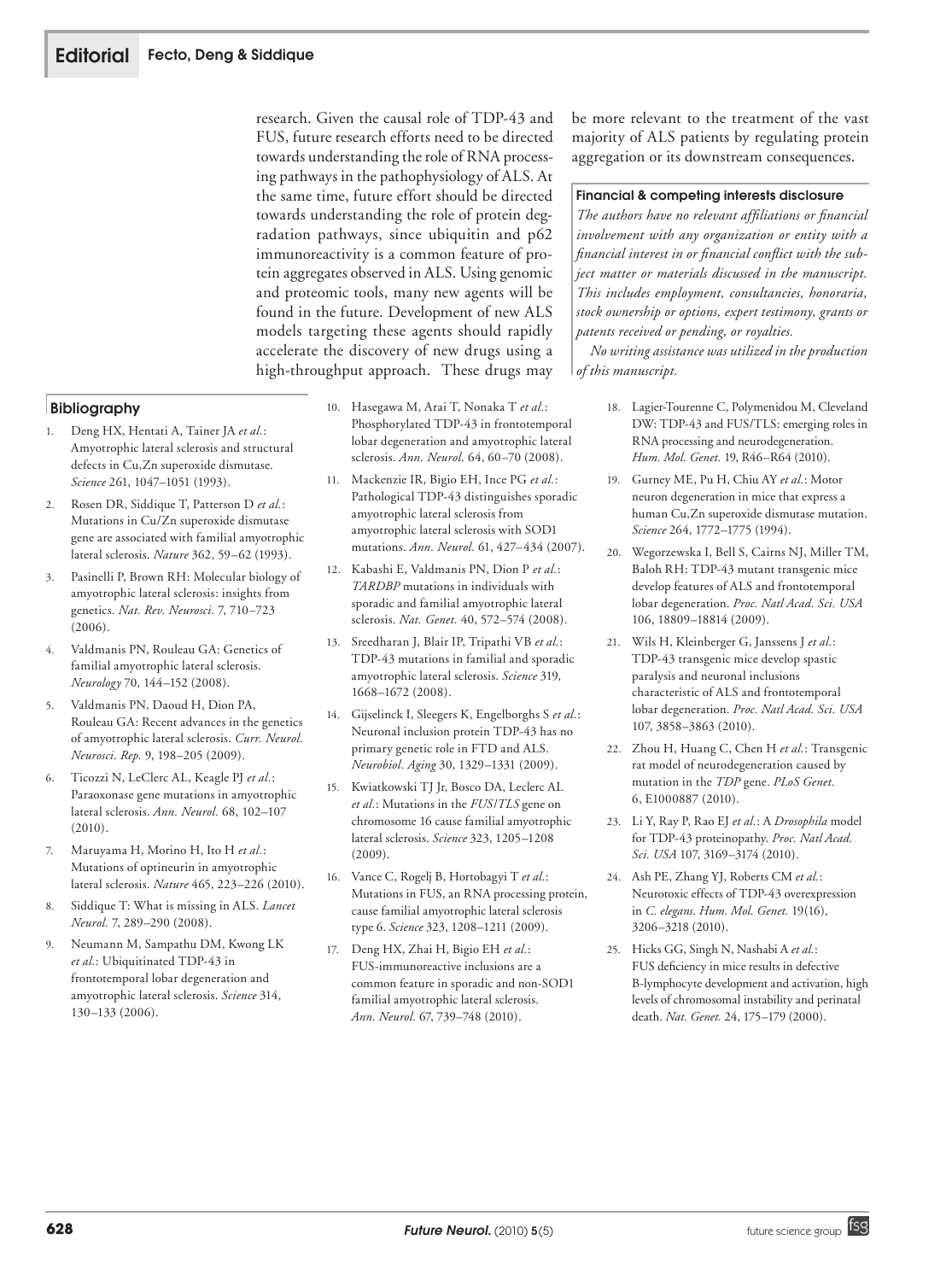research. Given the causal role of TDP-43 and FUS, future research efforts need to be directed towards understanding the role of RNA processing pathways in the pathophysiology of ALS. At the same time, future effort should be directed towards understanding the role of protein degradation pathways, since ubiquitin and p62 immunoreactivity is a common feature of protein aggregates observed in ALS. Using genomic and proteomic tools, many new agents will be found in the future. Development of new ALS models targeting these agents should rapidly accelerate the discovery of new drugs using a high-throughput approach. These drugs may be more relevant to the treatment of the vast majority of ALS patients by regulating protein aggregation or its downstream consequences.

#### Financial & competing interests disclosure

*The authors have no relevant affiliations or financial involvement with any organization or entity with a financial interest in or financial conflict with the subject matter or materials discussed in the manuscript. This includes employment, consultancies, honoraria, stock ownership or options, expert testimony, grants or patents received or pending, or royalties.*

*No writing assistance was utilized in the production of this manuscript.*

## Bibliography

1. Deng HX, Hentati A, Tainer JA *et al.*: Amyotrophic lateral sclerosis and structural defects in Cu,Zn superoxide dismutase. *Science* 261, 1047–1051 (1993).
2. Rosen DR, Siddique T, Patterson D *et al.*: Mutations in Cu/Zn superoxide dismutase gene are associated with familial amyotrophic lateral sclerosis. *Nature* 362, 59–62 (1993).
3. Pasinelli P, Brown RH: Molecular biology of amyotrophic lateral sclerosis: insights from genetics. *Nat. Rev. Neurosci.* 7, 710–723 (2006).
4. Valdmanis PN, Rouleau GA: Genetics of familial amyotrophic lateral sclerosis. *Neurology* 70, 144–152 (2008).
5. Valdmanis PN, Daoud H, Dion PA, Rouleau GA: Recent advances in the genetics of amyotrophic lateral sclerosis. *Curr. Neurol. Neurosci. Rep.* 9, 198–205 (2009).
6. Ticozzi N, LeClerc AL, Keagle PJ *et al.*: Paraoxonase gene mutations in amyotrophic lateral sclerosis. *Ann. Neurol.* 68, 102–107 (2010).
7. Maruyama H, Morino H, Ito H *et al.*: Mutations of optineurin in amyotrophic lateral sclerosis. *Nature* 465, 223–226 (2010).
8. Siddique T: What is missing in ALS. *Lancet Neurol.* 7, 289–290 (2008).
9. Neumann M, Sampathu DM, Kwong LK *et al.*: Ubiquitinated TDP-43 in frontotemporal lobar degeneration and amyotrophic lateral sclerosis. *Science* 314, 130–133 (2006).
10. Hasegawa M, Arai T, Nonaka T *et al.*: Phosphorylated TDP-43 in frontotemporal lobar degeneration and amyotrophic lateral sclerosis. *Ann. Neurol.* 64, 60–70 (2008).
11. Mackenzie IR, Bigio EH, Ince PG *et al.*: Pathological TDP-43 distinguishes sporadic amyotrophic lateral sclerosis from amyotrophic lateral sclerosis with SOD1 mutations. *Ann. Neurol.* 61, 427–434 (2007).
12. Kabashi E, Valdmanis PN, Dion P *et al.*: *TARDBP* mutations in individuals with sporadic and familial amyotrophic lateral sclerosis. *Nat. Genet.* 40, 572–574 (2008).
13. Sreedharan J, Blair IP, Tripathi VB *et al.*: TDP-43 mutations in familial and sporadic amyotrophic lateral sclerosis. *Science* 319, 1668–1672 (2008).
14. Gijselinck I, Sleegers K, Engelborghs S *et al.*: Neuronal inclusion protein TDP-43 has no primary genetic role in FTD and ALS. *Neurobiol. Aging* 30, 1329–1331 (2009).
15. Kwiatkowski TJ Jr, Bosco DA, Leclerc AL *et al.*: Mutations in the *FUS/TLS* gene on chromosome 16 cause familial amyotrophic lateral sclerosis. *Science* 323, 1205–1208 (2009).
16. Vance C, Rogelj B, Hortobagyi T *et al.*: Mutations in FUS, an RNA processing protein, cause familial amyotrophic lateral sclerosis type 6. *Science* 323, 1208–1211 (2009).
17. Deng HX, Zhai H, Bigio EH *et al.*: FUS-immunoreactive inclusions are a common feature in sporadic and non-SOD1 familial amyotrophic lateral sclerosis. *Ann. Neurol.* 67, 739–748 (2010).
18. Lagier-Tourenne C, Polymenidou M, Cleveland DW: TDP-43 and FUS/TLS: emerging roles in RNA processing and neurodegeneration. *Hum. Mol. Genet.* 19, R46–R64 (2010).
19. Gurney ME, Pu H, Chiu AY *et al.*: Motor neuron degeneration in mice that express a human Cu,Zn superoxide dismutase mutation. *Science* 264, 1772–1775 (1994).
20. Wegorzewska I, Bell S, Cairns NJ, Miller TM, Baloh RH: TDP-43 mutant transgenic mice develop features of ALS and frontotemporal lobar degeneration. *Proc. Natl Acad. Sci. USA* 106, 18809–18814 (2009).
21. Wils H, Kleinberger G, Janssens J *et al.*: TDP-43 transgenic mice develop spastic paralysis and neuronal inclusions characteristic of ALS and frontotemporal lobar degeneration. *Proc. Natl Acad. Sci. USA* 107, 3858–3863 (2010).
22. Zhou H, Huang C, Chen H *et al.*: Transgenic rat model of neurodegeneration caused by mutation in the *TDP* gene. *PLoS Genet.* 6, E1000887 (2010).
23. Li Y, Ray P, Rao EJ *et al.*: A *Drosophila* model for TDP-43 proteinopathy. *Proc. Natl Acad. Sci. USA* 107, 3169–3174 (2010).
24. Ash PE, Zhang YJ, Roberts CM *et al.*: Neurotoxic effects of TDP-43 overexpression in *C. elegans*. *Hum. Mol. Genet.* 19(16), 3206–3218 (2010).
25. Hicks GG, Singh N, Nashabi A *et al.*: FUS deficiency in mice results in defective B-lymphocyte development and activation, high levels of chromosomal instability and perinatal death. *Nat. Genet.* 24, 175–179 (2000).